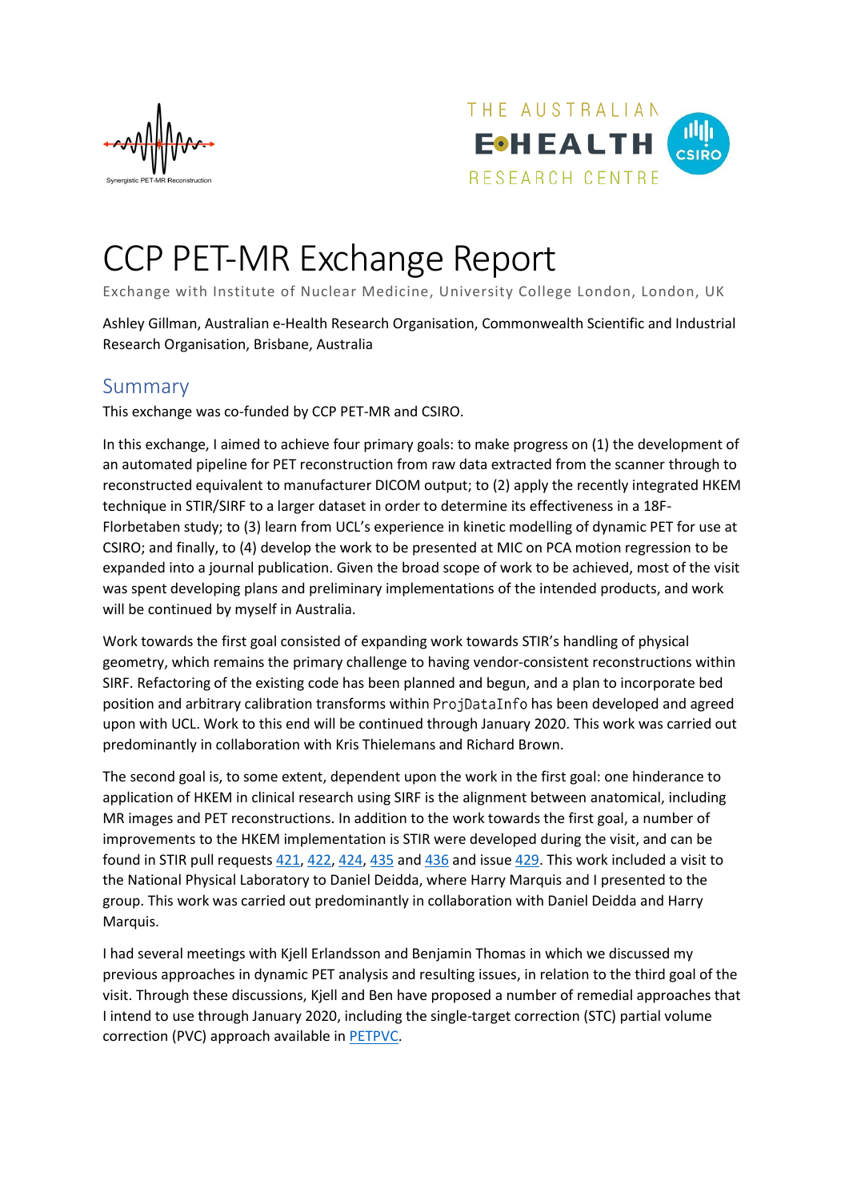# CCP PET-MR Exchange Report

Exchange with Institute of Nuclear Medicine, University College London, London, UK

Ashley Gillman, Australian e-Health Research Organisation, Commonwealth Scientific and Industrial Research Organisation, Brisbane, Australia

## Summary

This exchange was co-funded by CCP PET-MR and CSIRO.

In this exchange, I aimed to achieve four primary goals: to make progress on (1) the development of an automated pipeline for PET reconstruction from raw data extracted from the scanner through to reconstructed equivalent to manufacturer DICOM output; to (2) apply the recently integrated HKEM technique in STIR/SIRF to a larger dataset in order to determine its effectiveness in a 18F-Florbetaben study; to (3) learn from UCL's experience in kinetic modelling of dynamic PET for use at CSIRO; and finally, to (4) develop the work to be presented at MIC on PCA motion regression to be expanded into a journal publication. Given the broad scope of work to be achieved, most of the visit was spent developing plans and preliminary implementations of the intended products, and work will be continued by myself in Australia.

Work towards the first goal consisted of expanding work towards STIR's handling of physical geometry, which remains the primary challenge to having vendor-consistent reconstructions within SIRF. Refactoring of the existing code has been planned and begun, and a plan to incorporate bed position and arbitrary calibration transforms within `ProjDataInfo` has been developed and agreed upon with UCL. Work to this end will be continued through January 2020. This work was carried out predominantly in collaboration with Kris Thielemans and Richard Brown.

The second goal is, to some extent, dependent upon the work in the first goal: one hinderance to application of HKEM in clinical research using SIRF is the alignment between anatomical, including MR images and PET reconstructions. In addition to the work towards the first goal, a number of improvements to the HKEM implementation is STIR were developed during the visit, and can be found in STIR pull requests 421, 422, 424, 435 and 436 and issue 429. This work included a visit to the National Physical Laboratory to Daniel Deidda, where Harry Marquis and I presented to the group. This work was carried out predominantly in collaboration with Daniel Deidda and Harry Marquis.

I had several meetings with Kjell Erlandsson and Benjamin Thomas in which we discussed my previous approaches in dynamic PET analysis and resulting issues, in relation to the third goal of the visit. Through these discussions, Kjell and Ben have proposed a number of remedial approaches that I intend to use through January 2020, including the single-target correction (STC) partial volume correction (PVC) approach available in PETPVC.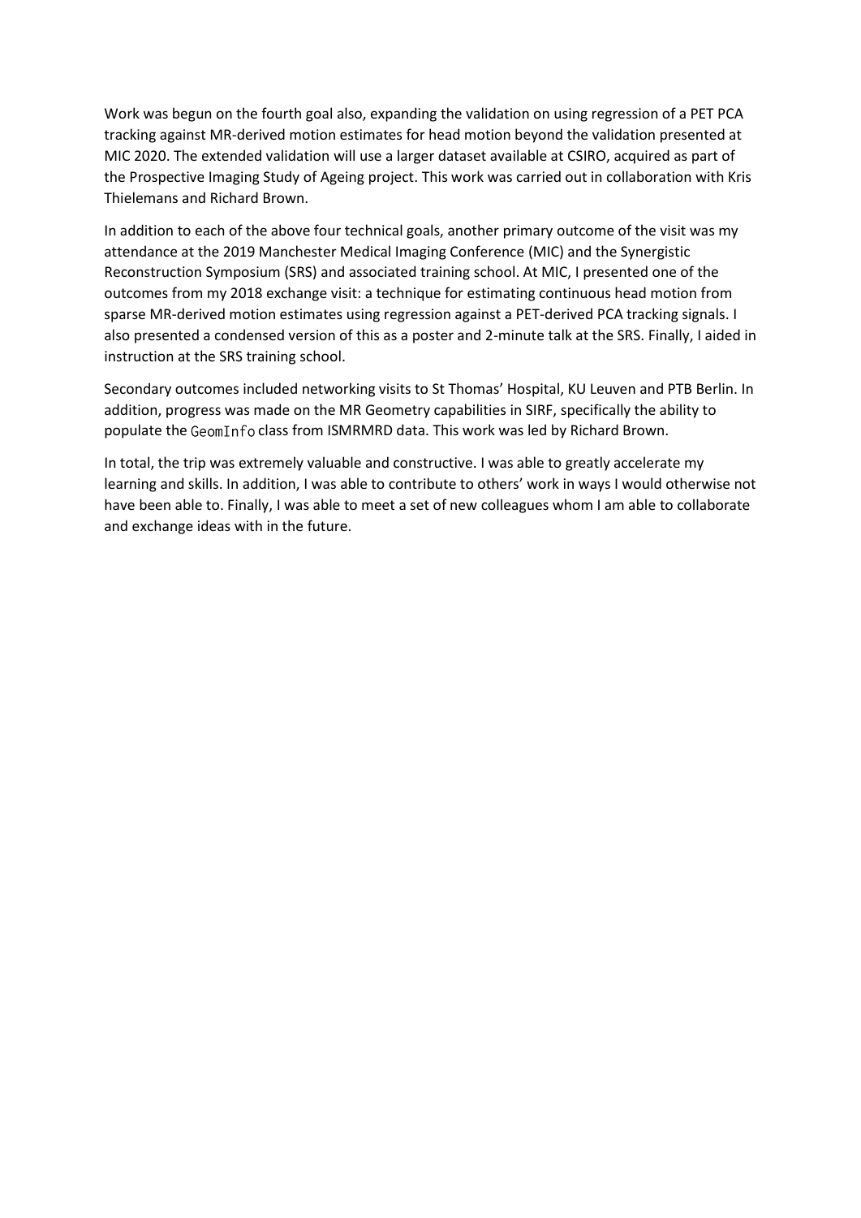Work was begun on the fourth goal also, expanding the validation on using regression of a PET PCA tracking against MR-derived motion estimates for head motion beyond the validation presented at MIC 2020. The extended validation will use a larger dataset available at CSIRO, acquired as part of the Prospective Imaging Study of Ageing project. This work was carried out in collaboration with Kris Thielemans and Richard Brown.

In addition to each of the above four technical goals, another primary outcome of the visit was my attendance at the 2019 Manchester Medical Imaging Conference (MIC) and the Synergistic Reconstruction Symposium (SRS) and associated training school. At MIC, I presented one of the outcomes from my 2018 exchange visit: a technique for estimating continuous head motion from sparse MR-derived motion estimates using regression against a PET-derived PCA tracking signals. I also presented a condensed version of this as a poster and 2-minute talk at the SRS. Finally, I aided in instruction at the SRS training school.

Secondary outcomes included networking visits to St Thomas' Hospital, KU Leuven and PTB Berlin. In addition, progress was made on the MR Geometry capabilities in SIRF, specifically the ability to populate the `GeomInfo` class from ISMRMRD data. This work was led by Richard Brown.

In total, the trip was extremely valuable and constructive. I was able to greatly accelerate my learning and skills. In addition, I was able to contribute to others' work in ways I would otherwise not have been able to. Finally, I was able to meet a set of new colleagues whom I am able to collaborate and exchange ideas with in the future.